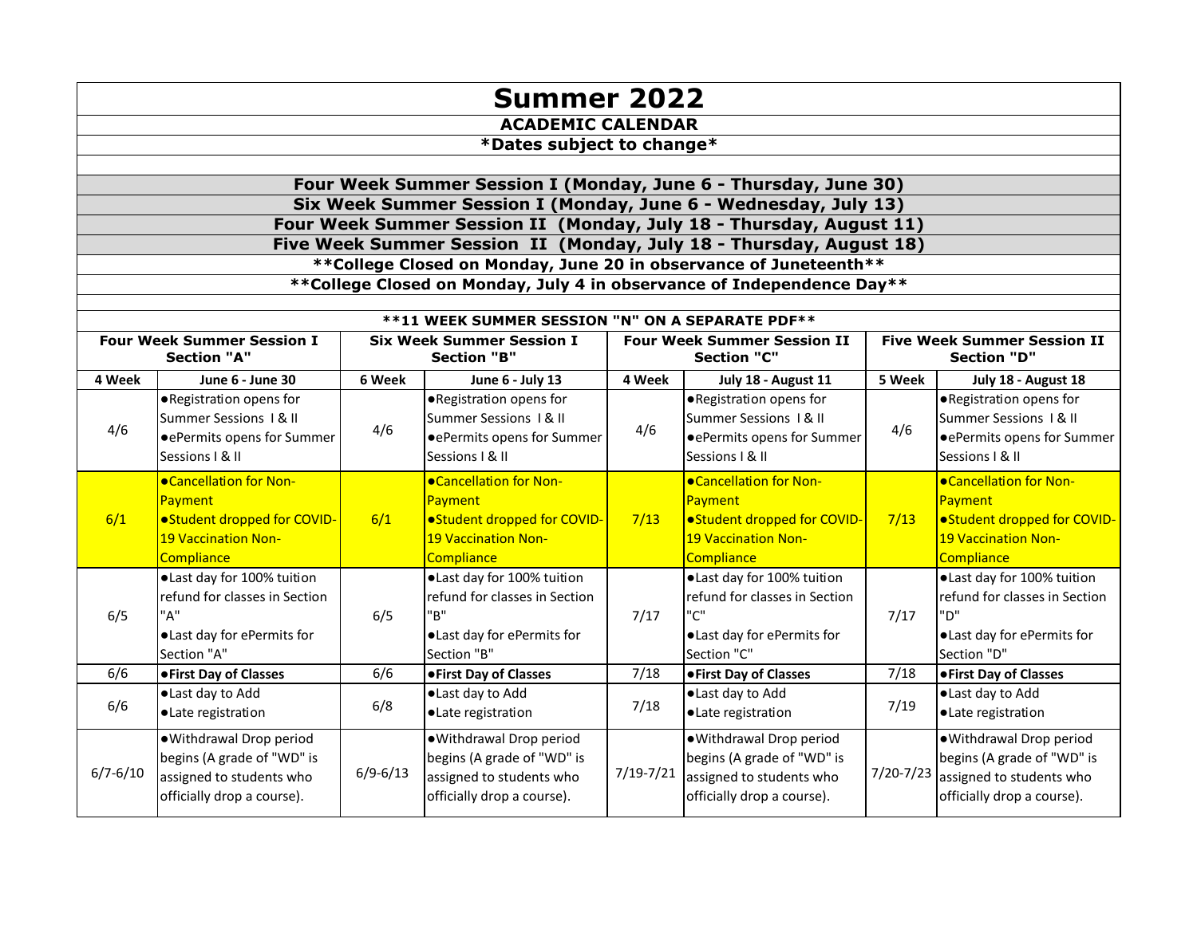# Summer 2022

## ACADEMIC CALENDAR

**\*Dates subject to change\***

**Four Week Summer Session I (Monday, June 6 - Thursday, June 30)**

**Six Week Summer Session I (Monday, June 6 - Wednesday, July 13)**

**Four Week Summer Session II (Monday, July 18 - Thursday, August 11)**

**Five Week Summer Session II (Monday, July 18 - Thursday, August 18)**

**\*\*College Closed on Monday, June 20 in observance of Juneteenth\*\***

**\*\*College Closed on Monday, July 4 in observance of Independence Day\*\***

**\*\*11 WEEK SUMMER SESSION "N" ON A SEPARATE PDF\*\***

| **Four Week Summer Session I Section "A"** | | **Six Week Summer Session I Section "B"** | | **Four Week Summer Session II Section "C"** | | **Five Week Summer Session II Section "D"** | |
|---|---|---|---|---|---|---|---|
| **4 Week** | **June 6 - June 30** | **6 Week** | **June 6 - July 13** | **4 Week** | **July 18 - August 11** | **5 Week** | **July 18 - August 18** |
| 4/6 | ●Registration opens for Summer Sessions I & II<br>●ePermits opens for Summer Sessions I & II | 4/6 | ●Registration opens for Summer Sessions I & II<br>●ePermits opens for Summer Sessions I & II | 4/6 | ●Registration opens for Summer Sessions I & II<br>●ePermits opens for Summer Sessions I & II | 4/6 | ●Registration opens for Summer Sessions I & II<br>●ePermits opens for Summer Sessions I & II |
| 6/1 | ●Cancellation for Non-Payment<br>●Student dropped for COVID-19 Vaccination Non-Compliance | 6/1 | ●Cancellation for Non-Payment<br>●Student dropped for COVID-19 Vaccination Non-Compliance | 7/13 | ●Cancellation for Non-Payment<br>●Student dropped for COVID-19 Vaccination Non-Compliance | 7/13 | ●Cancellation for Non-Payment<br>●Student dropped for COVID-19 Vaccination Non-Compliance |
| 6/5 | ●Last day for 100% tuition refund for classes in Section "A"<br>●Last day for ePermits for Section "A" | 6/5 | ●Last day for 100% tuition refund for classes in Section "B"<br>●Last day for ePermits for Section "B" | 7/17 | ●Last day for 100% tuition refund for classes in Section "C"<br>●Last day for ePermits for Section "C" | 7/17 | ●Last day for 100% tuition refund for classes in Section "D"<br>●Last day for ePermits for Section "D" |
| 6/6 | **●First Day of Classes** | 6/6 | **●First Day of Classes** | 7/18 | **●First Day of Classes** | 7/18 | **●First Day of Classes** |
| 6/6 | ●Last day to Add<br>●Late registration | 6/8 | ●Last day to Add<br>●Late registration | 7/18 | ●Last day to Add<br>●Late registration | 7/19 | ●Last day to Add<br>●Late registration |
| 6/7-6/10 | ●Withdrawal Drop period begins (A grade of "WD" is assigned to students who officially drop a course). | 6/9-6/13 | ●Withdrawal Drop period begins (A grade of "WD" is assigned to students who officially drop a course). | 7/19-7/21 | ●Withdrawal Drop period begins (A grade of "WD" is assigned to students who officially drop a course). | 7/20-7/23 | ●Withdrawal Drop period begins (A grade of "WD" is assigned to students who officially drop a course). |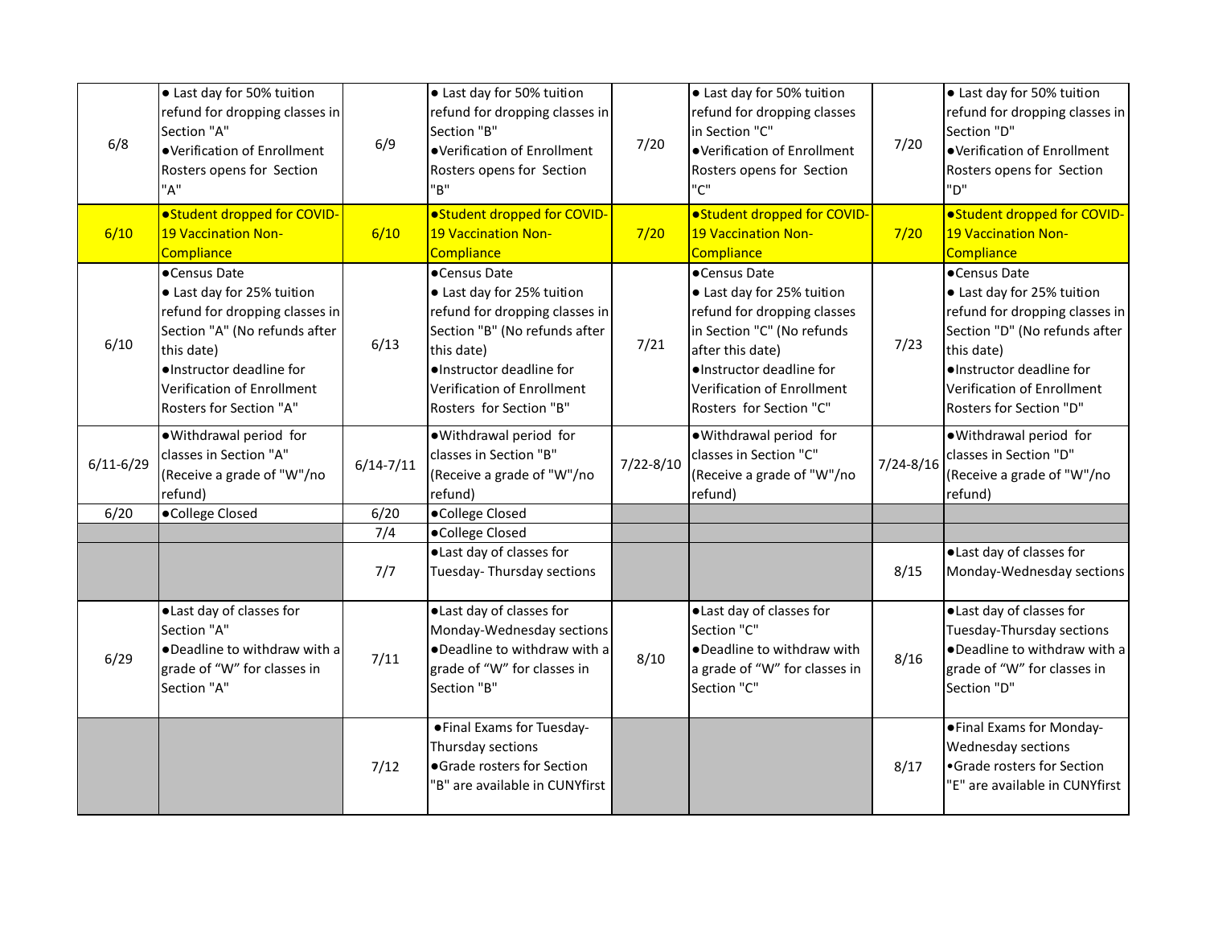| | | | | | | | |
|---|---|---|---|---|---|---|---|
| 6/8 | ● Last day for 50% tuition refund for dropping classes in Section "A"<br>●Verification of Enrollment Rosters opens for Section "A" | 6/9 | ● Last day for 50% tuition refund for dropping classes in Section "B"<br>●Verification of Enrollment Rosters opens for Section "B" | 7/20 | ● Last day for 50% tuition refund for dropping classes in Section "C"<br>●Verification of Enrollment Rosters opens for Section "C" | 7/20 | ● Last day for 50% tuition refund for dropping classes in Section "D"<br>●Verification of Enrollment Rosters opens for Section "D" |
| 6/10 | ●Student dropped for COVID-19 Vaccination Non-Compliance | 6/10 | ●Student dropped for COVID-19 Vaccination Non-Compliance | 7/20 | ●Student dropped for COVID-19 Vaccination Non-Compliance | 7/20 | ●Student dropped for COVID-19 Vaccination Non-Compliance |
| 6/10 | ●Census Date<br>● Last day for 25% tuition refund for dropping classes in Section "A" (No refunds after this date)<br>●Instructor deadline for Verification of Enrollment Rosters for Section "A" | 6/13 | ●Census Date<br>● Last day for 25% tuition refund for dropping classes in Section "B" (No refunds after this date)<br>●Instructor deadline for Verification of Enrollment Rosters for Section "B" | 7/21 | ●Census Date<br>● Last day for 25% tuition refund for dropping classes in Section "C" (No refunds after this date)<br>●Instructor deadline for Verification of Enrollment Rosters for Section "C" | 7/23 | ●Census Date<br>● Last day for 25% tuition refund for dropping classes in Section "D" (No refunds after this date)<br>●Instructor deadline for Verification of Enrollment Rosters for Section "D" |
| 6/11-6/29 | ●Withdrawal period for classes in Section "A" (Receive a grade of "W"/no refund) | 6/14-7/11 | ●Withdrawal period for classes in Section "B" (Receive a grade of "W"/no refund) | 7/22-8/10 | ●Withdrawal period for classes in Section "C" (Receive a grade of "W"/no refund) | 7/24-8/16 | ●Withdrawal period for classes in Section "D" (Receive a grade of "W"/no refund) |
| 6/20 | ●College Closed | 6/20 | ●College Closed | | | | |
| | | 7/4 | ●College Closed | | | | |
| | | 7/7 | ●Last day of classes for Tuesday- Thursday sections | | | 8/15 | ●Last day of classes for Monday-Wednesday sections |
| 6/29 | ●Last day of classes for Section "A"<br>●Deadline to withdraw with a grade of "W" for classes in Section "A" | 7/11 | ●Last day of classes for Monday-Wednesday sections<br>●Deadline to withdraw with a grade of "W" for classes in Section "B" | 8/10 | ●Last day of classes for Section "C"<br>●Deadline to withdraw with a grade of "W" for classes in Section "C" | 8/16 | ●Last day of classes for Tuesday-Thursday sections<br>●Deadline to withdraw with a grade of "W" for classes in Section "D" |
| | | 7/12 | ●Final Exams for Tuesday-Thursday sections<br>●Grade rosters for Section "B" are available in CUNYfirst | | | 8/17 | ●Final Exams for Monday-Wednesday sections<br>•Grade rosters for Section "E" are available in CUNYfirst |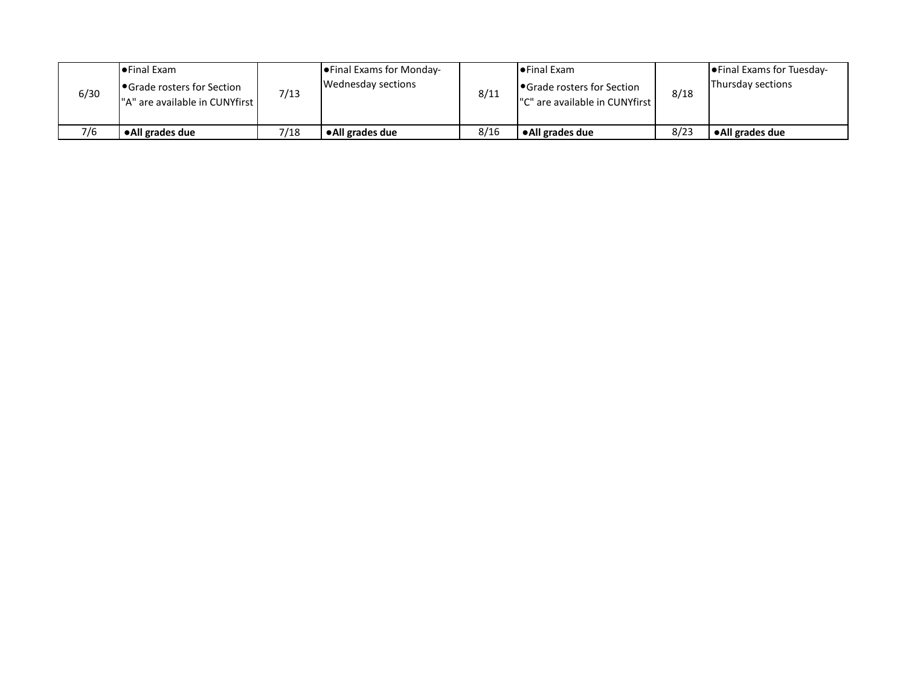| | | | | | | | |
|---|---|---|---|---|---|---|---|
| 6/30 | ●Final Exam<br>●Grade rosters for Section "A" are available in CUNYfirst | 7/13 | ●Final Exams for Monday-Wednesday sections | 8/11 | ●Final Exam<br>●Grade rosters for Section "C" are available in CUNYfirst | 8/18 | ●Final Exams for Tuesday-Thursday sections |
| 7/6 | **●All grades due** | 7/18 | **●All grades due** | 8/16 | **●All grades due** | 8/23 | **●All grades due** |